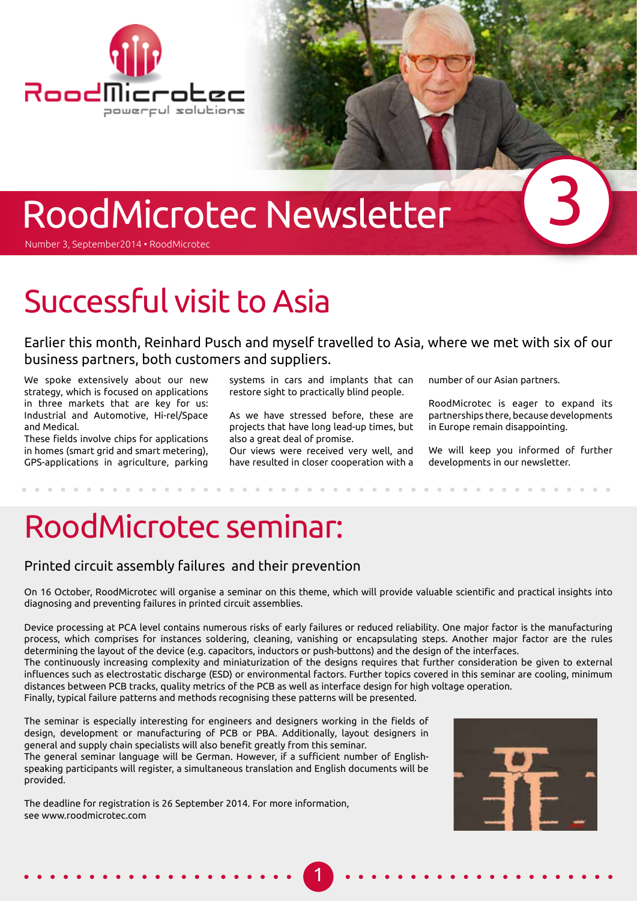# RoodMicrotec Newsletter

Number 3, September2014 • RoodMicrotec

## Successful visit to Asia

Earlier this month, Reinhard Pusch and myself travelled to Asia, where we met with six of our business partners, both customers and suppliers.

We spoke extensively about our new strategy, which is focused on applications in three markets that are key for us: Industrial and Automotive, Hi-rel/Space and Medical.
These fields involve chips for applications in homes (smart grid and smart metering), GPS-applications in agriculture, parking systems in cars and implants that can restore sight to practically blind people.

As we have stressed before, these are projects that have long lead-up times, but also a great deal of promise.
Our views were received very well, and have resulted in closer cooperation with a number of our Asian partners.

RoodMicrotec is eager to expand its partnerships there, because developments in Europe remain disappointing.

We will keep you informed of further developments in our newsletter.

## RoodMicrotec seminar:

### Printed circuit assembly failures and their prevention

On 16 October, RoodMicrotec will organise a seminar on this theme, which will provide valuable scientific and practical insights into diagnosing and preventing failures in printed circuit assemblies.

Device processing at PCA level contains numerous risks of early failures or reduced reliability. One major factor is the manufacturing process, which comprises for instances soldering, cleaning, vanishing or encapsulating steps. Another major factor are the rules determining the layout of the device (e.g. capacitors, inductors or push-buttons) and the design of the interfaces.
The continuously increasing complexity and miniaturization of the designs requires that further consideration be given to external influences such as electrostatic discharge (ESD) or environmental factors. Further topics covered in this seminar are cooling, minimum distances between PCB tracks, quality metrics of the PCB as well as interface design for high voltage operation.
Finally, typical failure patterns and methods recognising these patterns will be presented.

The seminar is especially interesting for engineers and designers working in the fields of design, development or manufacturing of PCB or PBA. Additionally, layout designers in general and supply chain specialists will also benefit greatly from this seminar.
The general seminar language will be German. However, if a sufficient number of English-speaking participants will register, a simultaneous translation and English documents will be provided.

The deadline for registration is 26 September 2014. For more information, see www.roodmicrotec.com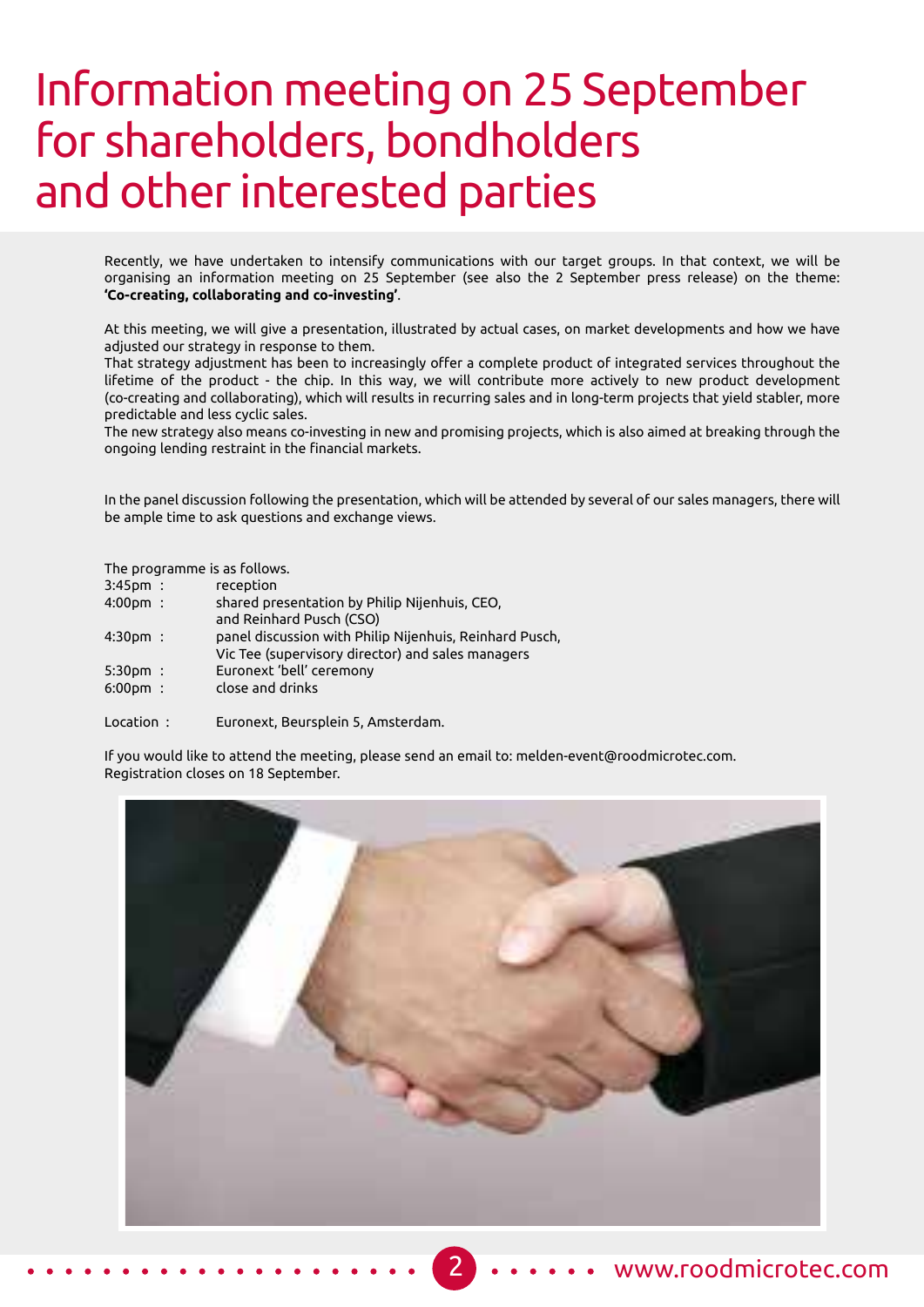# Information meeting on 25 September for shareholders, bondholders and other interested parties

Recently, we have undertaken to intensify communications with our target groups. In that context, we will be organising an information meeting on 25 September (see also the 2 September press release) on the theme: **'Co-creating, collaborating and co-investing'**.

At this meeting, we will give a presentation, illustrated by actual cases, on market developments and how we have adjusted our strategy in response to them.
That strategy adjustment has been to increasingly offer a complete product of integrated services throughout the lifetime of the product - the chip. In this way, we will contribute more actively to new product development (co-creating and collaborating), which will results in recurring sales and in long-term projects that yield stabler, more predictable and less cyclic sales.
The new strategy also means co-investing in new and promising projects, which is also aimed at breaking through the ongoing lending restraint in the financial markets.

In the panel discussion following the presentation, which will be attended by several of our sales managers, there will be ample time to ask questions and exchange views.

The programme is as follows.

| | |
|---|---|
| 3:45pm : | reception |
| 4:00pm : | shared presentation by Philip Nijenhuis, CEO, and Reinhard Pusch (CSO) |
| 4:30pm : | panel discussion with Philip Nijenhuis, Reinhard Pusch, Vic Tee (supervisory director) and sales managers |
| 5:30pm : | Euronext 'bell' ceremony |
| 6:00pm : | close and drinks |

Location : Euronext, Beursplein 5, Amsterdam.

If you would like to attend the meeting, please send an email to: melden-event@roodmicrotec.com.
Registration closes on 18 September.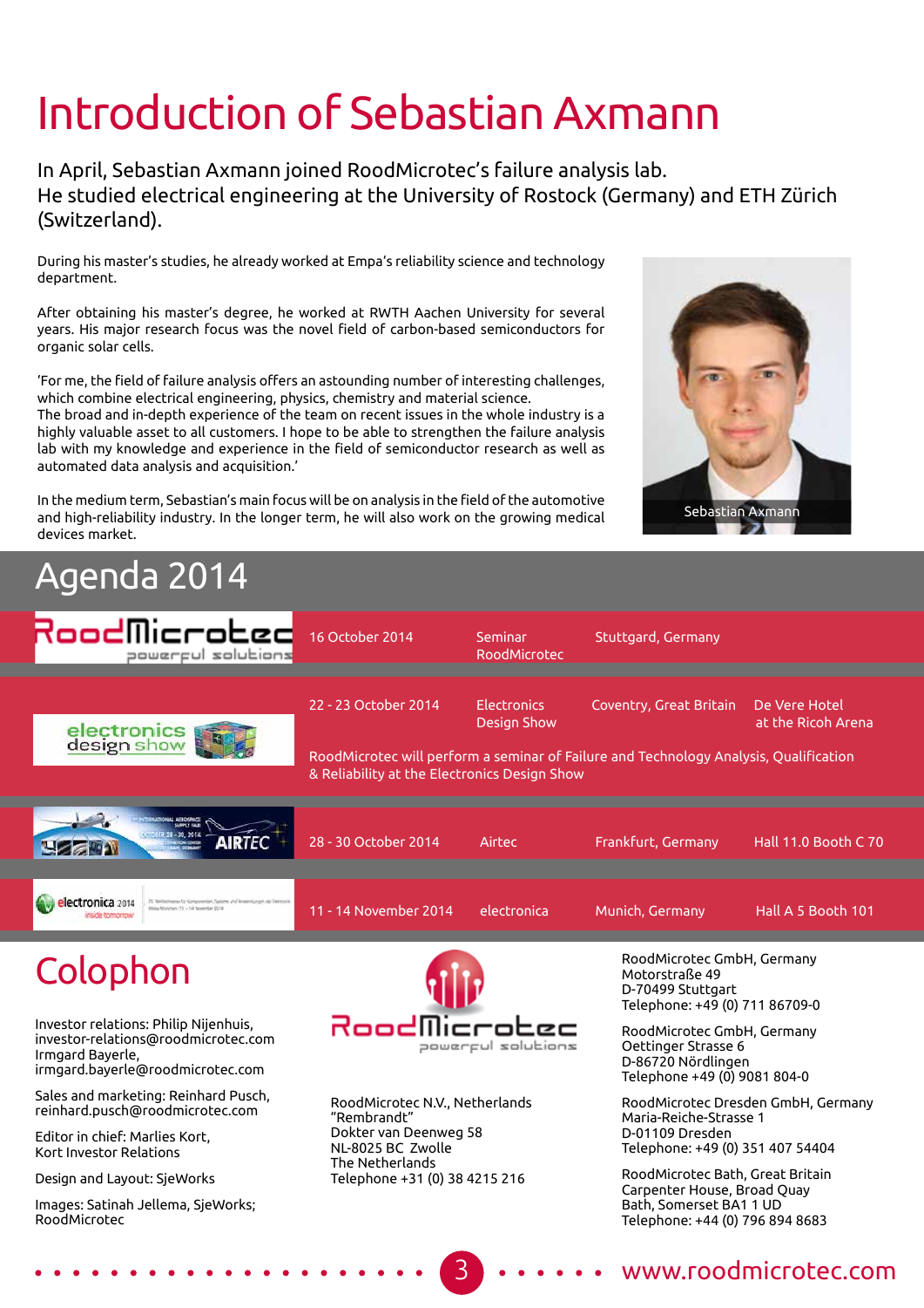# Introduction of Sebastian Axmann

In April, Sebastian Axmann joined RoodMicrotec's failure analysis lab.
He studied electrical engineering at the University of Rostock (Germany) and ETH Zürich (Switzerland).

During his master's studies, he already worked at Empa's reliability science and technology department.

After obtaining his master's degree, he worked at RWTH Aachen University for several years. His major research focus was the novel field of carbon-based semiconductors for organic solar cells.

'For me, the field of failure analysis offers an astounding number of interesting challenges, which combine electrical engineering, physics, chemistry and material science.
The broad and in-depth experience of the team on recent issues in the whole industry is a highly valuable asset to all customers. I hope to be able to strengthen the failure analysis lab with my knowledge and experience in the field of semiconductor research as well as automated data analysis and acquisition.'

In the medium term, Sebastian's main focus will be on analysis in the field of the automotive and high-reliability industry. In the longer term, he will also work on the growing medical devices market.

Sebastian Axmann

## Agenda 2014

| | | | | |
|---|---|---|---|---|
| RoodMicrotec powerful solutions | 16 October 2014 | Seminar RoodMicrotec | Stuttgart, Germany | |
| electronics design show | 22 - 23 October 2014 | Electronics Design Show | Coventry, Great Britain | De Vere Hotel at the Ricoh Arena |
| | RoodMicrotec will perform a seminar of Failure and Technology Analysis, Qualification & Reliability at the Electronics Design Show | | | |
| AIRTEC | 28 - 30 October 2014 | Airtec | Frankfurt, Germany | Hall 11.0 Booth C 70 |
| electronica 2014 inside tomorrow | 11 - 14 November 2014 | electronica | Munich, Germany | Hall A 5 Booth 101 |

## Colophon

Investor relations: Philip Nijenhuis,
investor-relations@roodmicrotec.com
Irmgard Bayerle,
irmgard.bayerle@roodmicrotec.com

Sales and marketing: Reinhard Pusch,
reinhard.pusch@roodmicrotec.com

Editor in chief: Marlies Kort,
Kort Investor Relations

Design and Layout: SjeWorks

Images: Satinah Jellema, SjeWorks;
RoodMicrotec

RoodMicrotec powerful solutions

RoodMicrotec N.V., Netherlands
"Rembrandt"
Dokter van Deenweg 58
NL-8025 BC Zwolle
The Netherlands
Telephone +31 (0) 38 4215 216

RoodMicrotec GmbH, Germany
Motorstraße 49
D-70499 Stuttgart
Telephone: +49 (0) 711 86709-0

RoodMicrotec GmbH, Germany
Oettinger Strasse 6
D-86720 Nördlingen
Telephone +49 (0) 9081 804-0

RoodMicrotec Dresden GmbH, Germany
Maria-Reiche-Strasse 1
D-01109 Dresden
Telephone: +49 (0) 351 407 54404

RoodMicrotec Bath, Great Britain
Carpenter House, Broad Quay
Bath, Somerset BA1 1 UD
Telephone: +44 (0) 796 894 8683

www.roodmicrotec.com